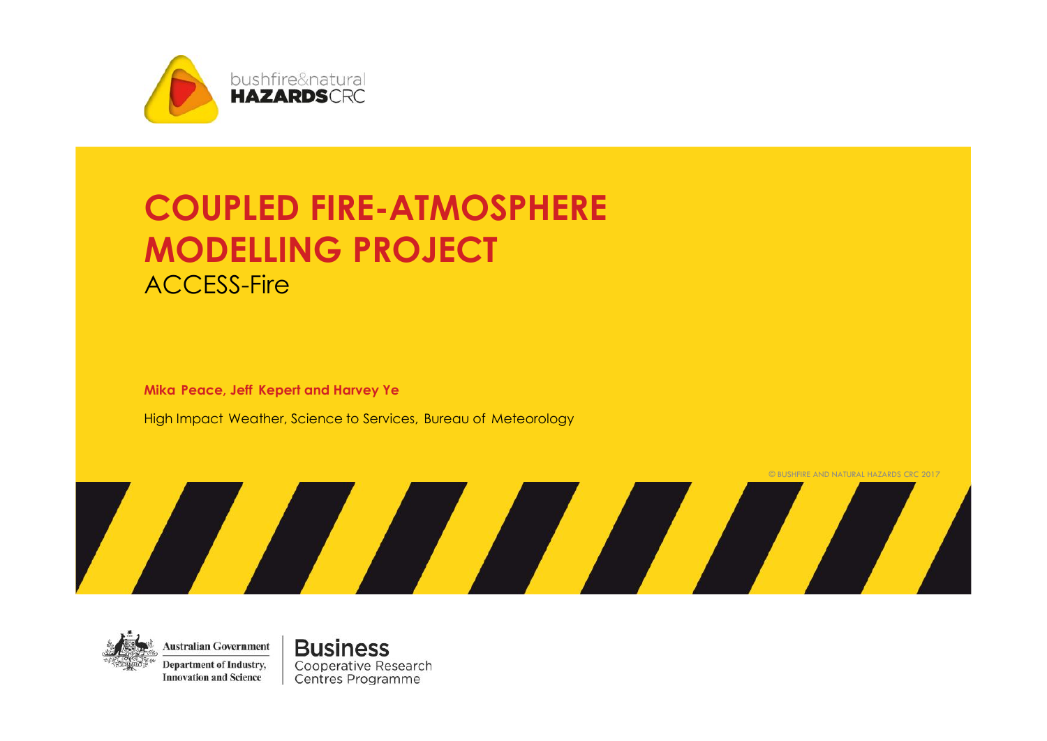bushfire&natural **HAZARDS**CRC

# COUPLED FIRE-ATMOSPHERE MODELLING PROJECT

## ACCESS-Fire

**Mika Peace, Jeff Kepert and Harvey Ye**

High Impact Weather, Science to Services, Bureau of Meteorology

© BUSHFIRE AND NATURAL HAZARDS CRC 2017

Australian Government
Department of Industry, Innovation and Science

**Business**
Cooperative Research Centres Programme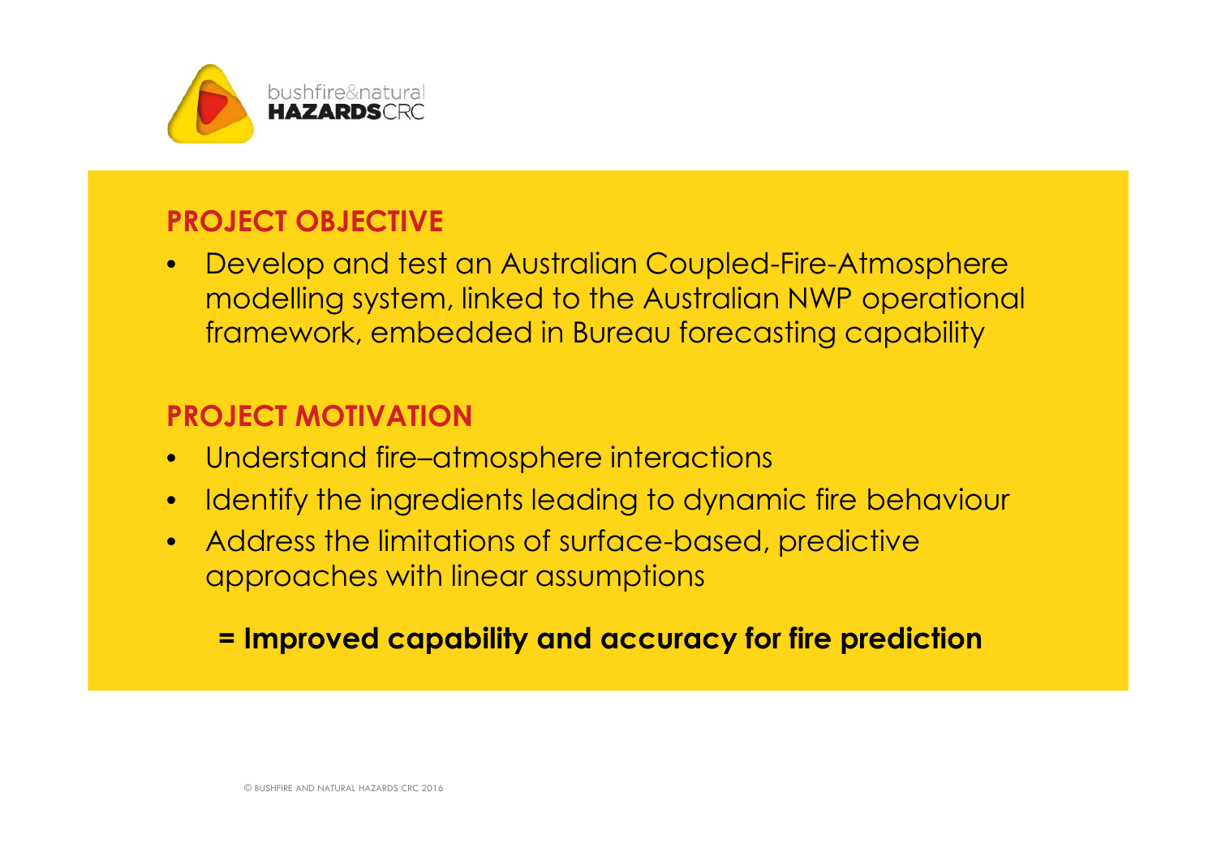## PROJECT OBJECTIVE

- Develop and test an Australian Coupled-Fire-Atmosphere modelling system, linked to the Australian NWP operational framework, embedded in Bureau forecasting capability

## PROJECT MOTIVATION

- Understand fire–atmosphere interactions
- Identify the ingredients leading to dynamic fire behaviour
- Address the limitations of surface-based, predictive approaches with linear assumptions

**= Improved capability and accuracy for fire prediction**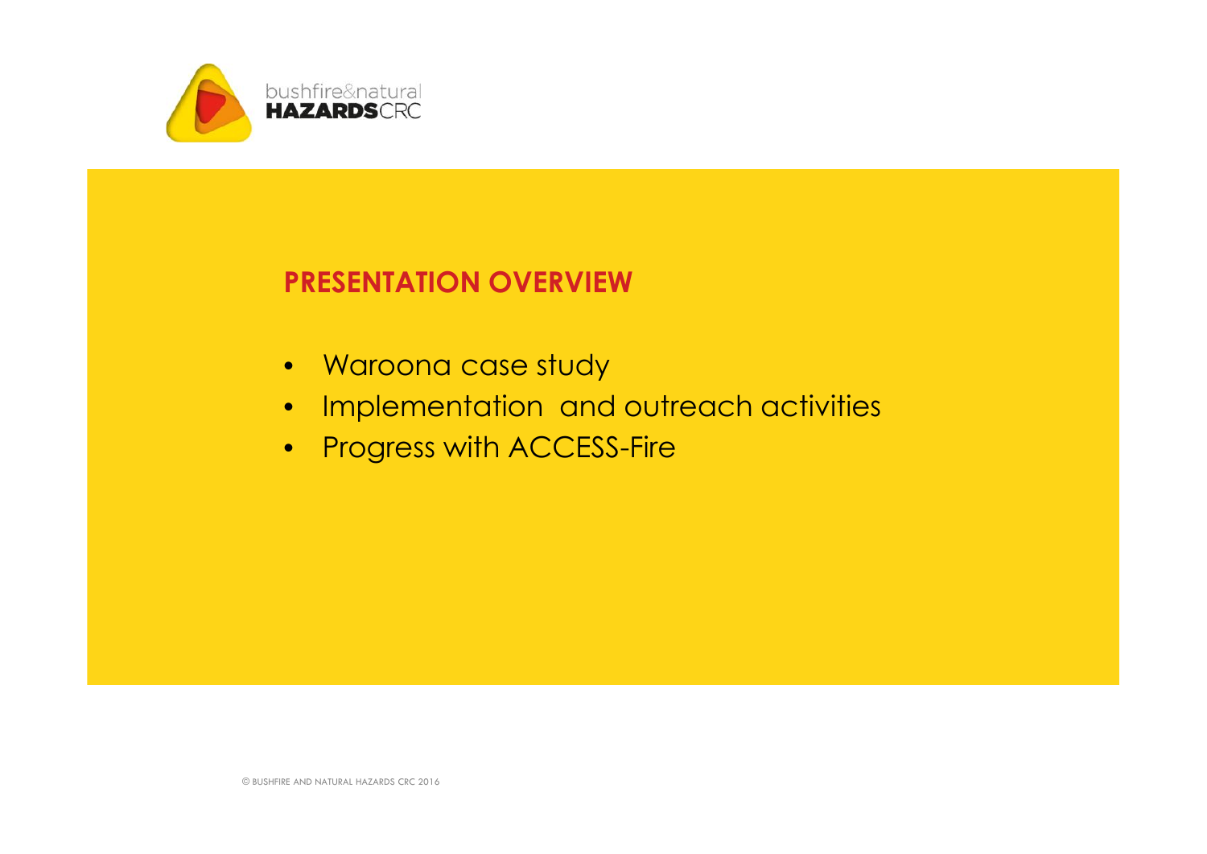## PRESENTATION OVERVIEW

- Waroona case study
- Implementation and outreach activities
- Progress with ACCESS-Fire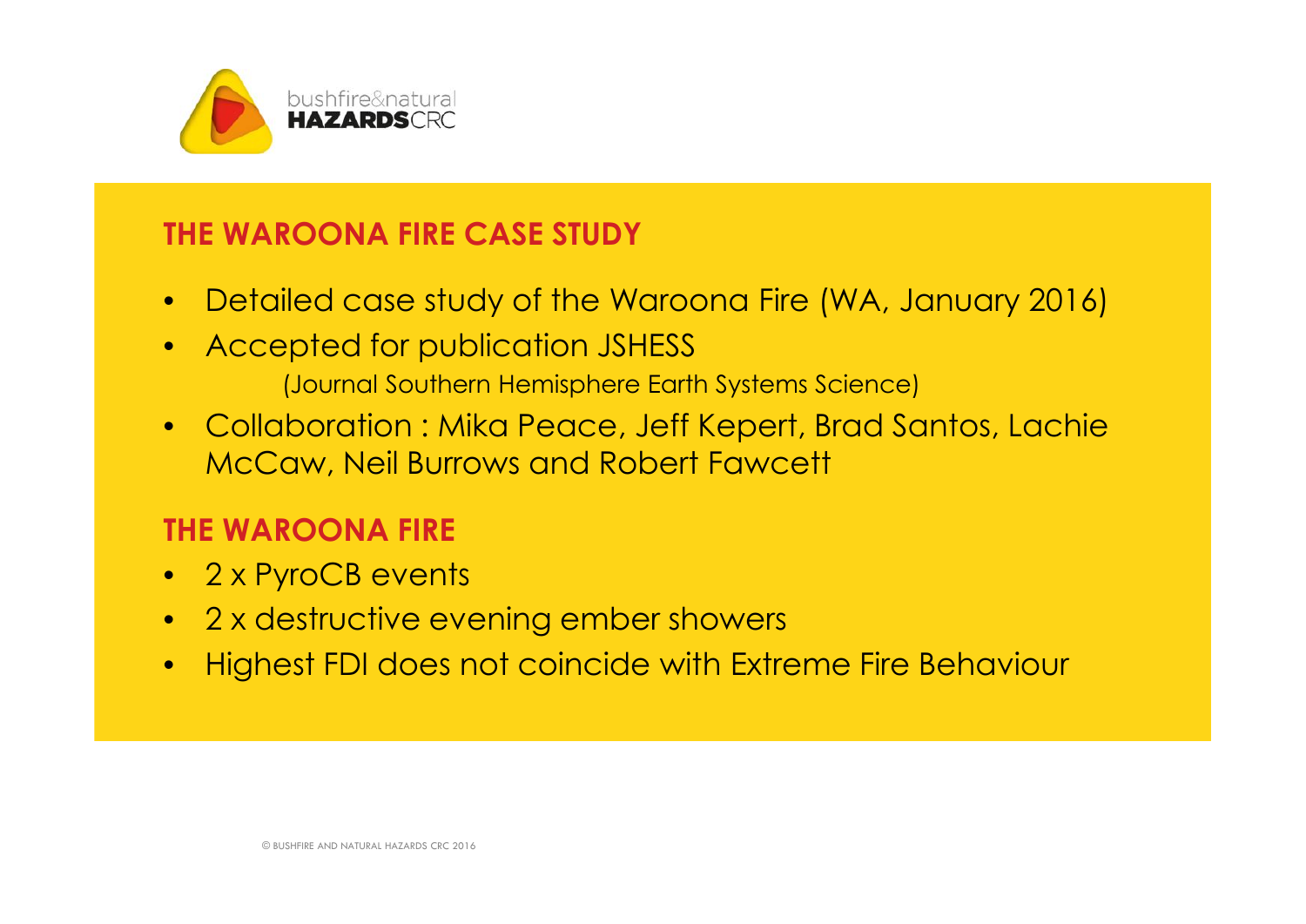## THE WAROONA FIRE CASE STUDY

- Detailed case study of the Waroona Fire (WA, January 2016)
- Accepted for publication JSHESS
  (Journal Southern Hemisphere Earth Systems Science)
- Collaboration : Mika Peace, Jeff Kepert, Brad Santos, Lachie McCaw, Neil Burrows and Robert Fawcett

## THE WAROONA FIRE

- 2 x PyroCB events
- 2 x destructive evening ember showers
- Highest FDI does not coincide with Extreme Fire Behaviour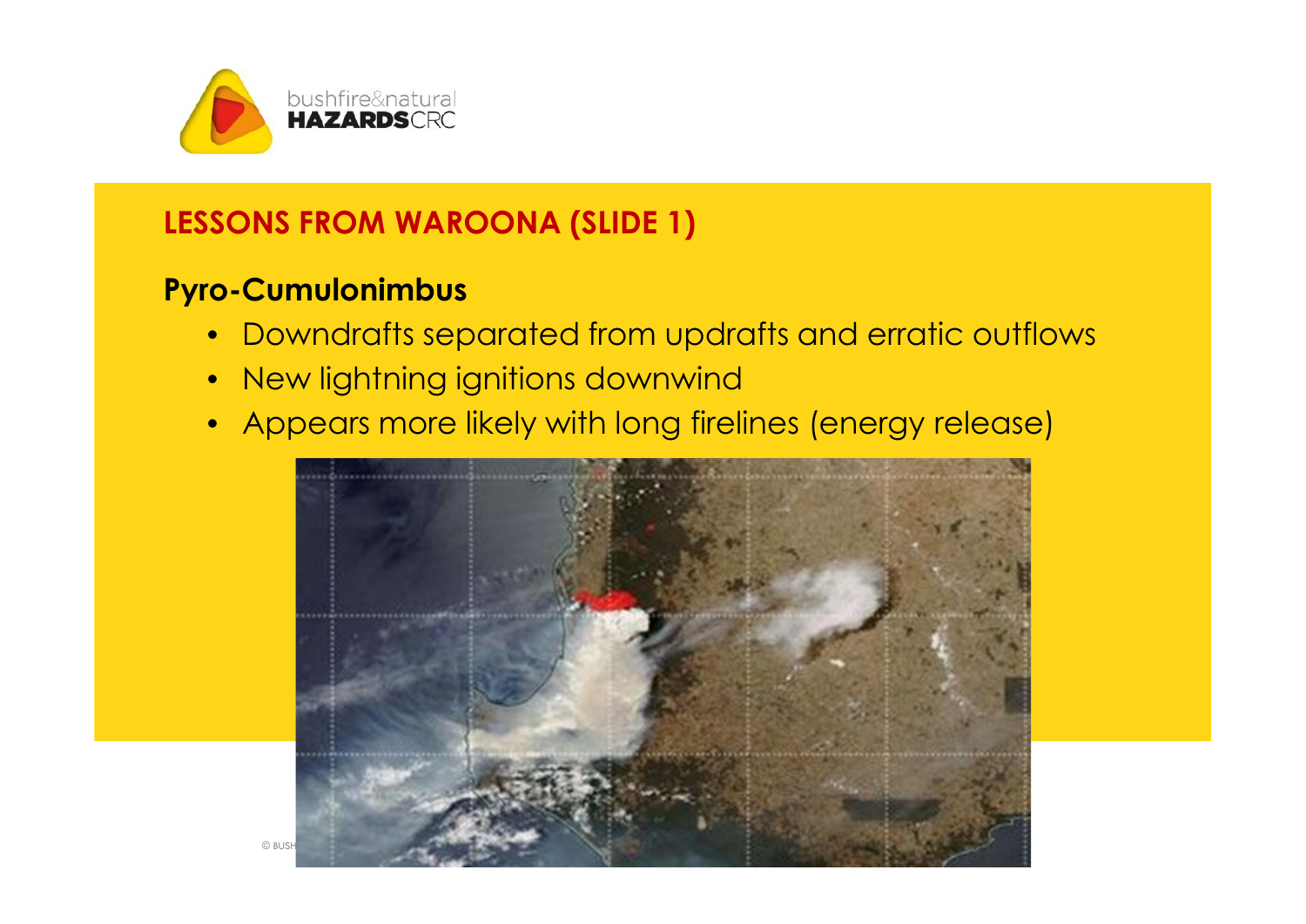## LESSONS FROM WAROONA (SLIDE 1)

### Pyro-Cumulonimbus

- Downdrafts separated from updrafts and erratic outflows
- New lightning ignitions downwind
- Appears more likely with long firelines (energy release)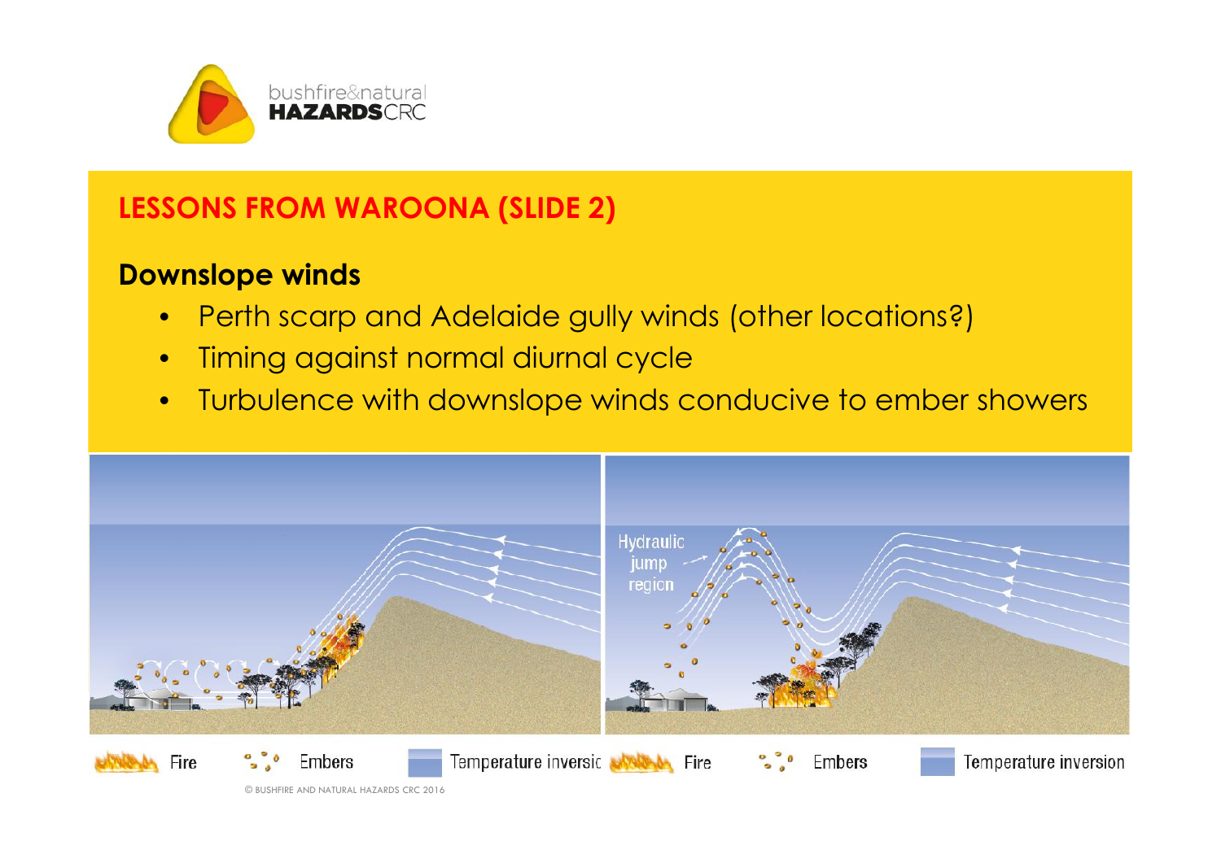## LESSONS FROM WAROONA (SLIDE 2)

### Downslope winds

- Perth scarp and Adelaide gully winds (other locations?)
- Timing against normal diurnal cycle
- Turbulence with downslope winds conducive to ember showers

Hydraulic jump region

Fire | Embers | Temperature inversion | Fire | Embers | Temperature inversion

© BUSHFIRE AND NATURAL HAZARDS CRC 2016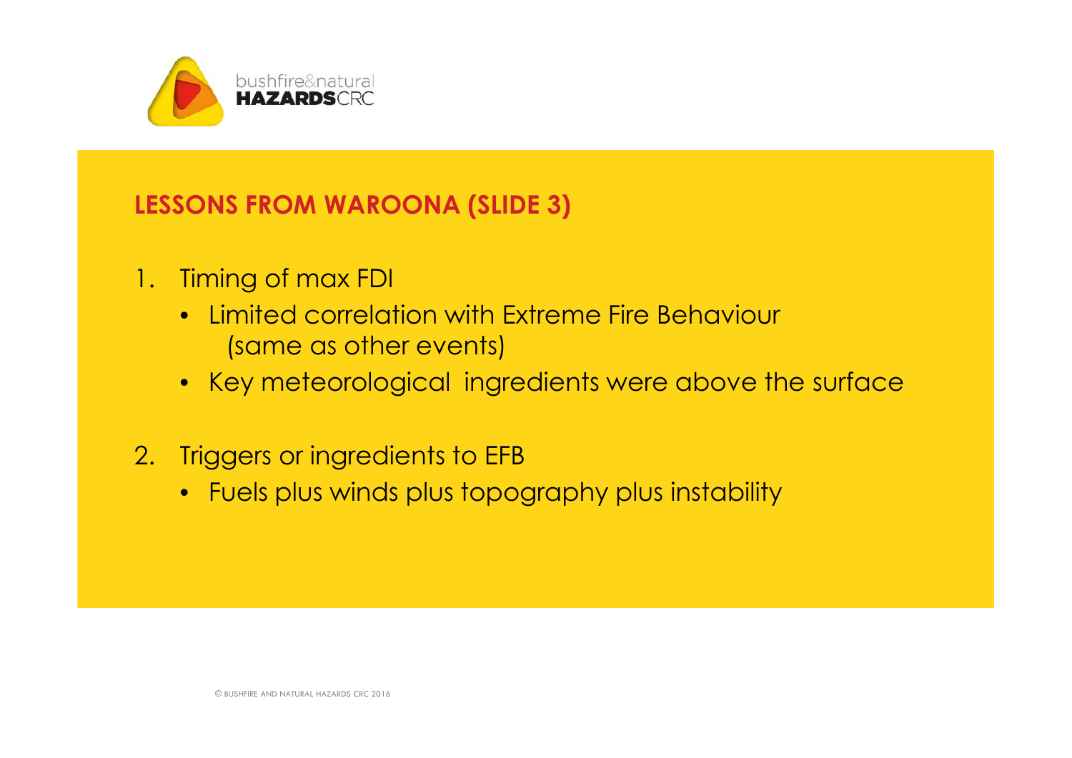## LESSONS FROM WAROONA (SLIDE 3)

1. Timing of max FDI
   - Limited correlation with Extreme Fire Behaviour (same as other events)
   - Key meteorological ingredients were above the surface
2. Triggers or ingredients to EFB
   - Fuels plus winds plus topography plus instability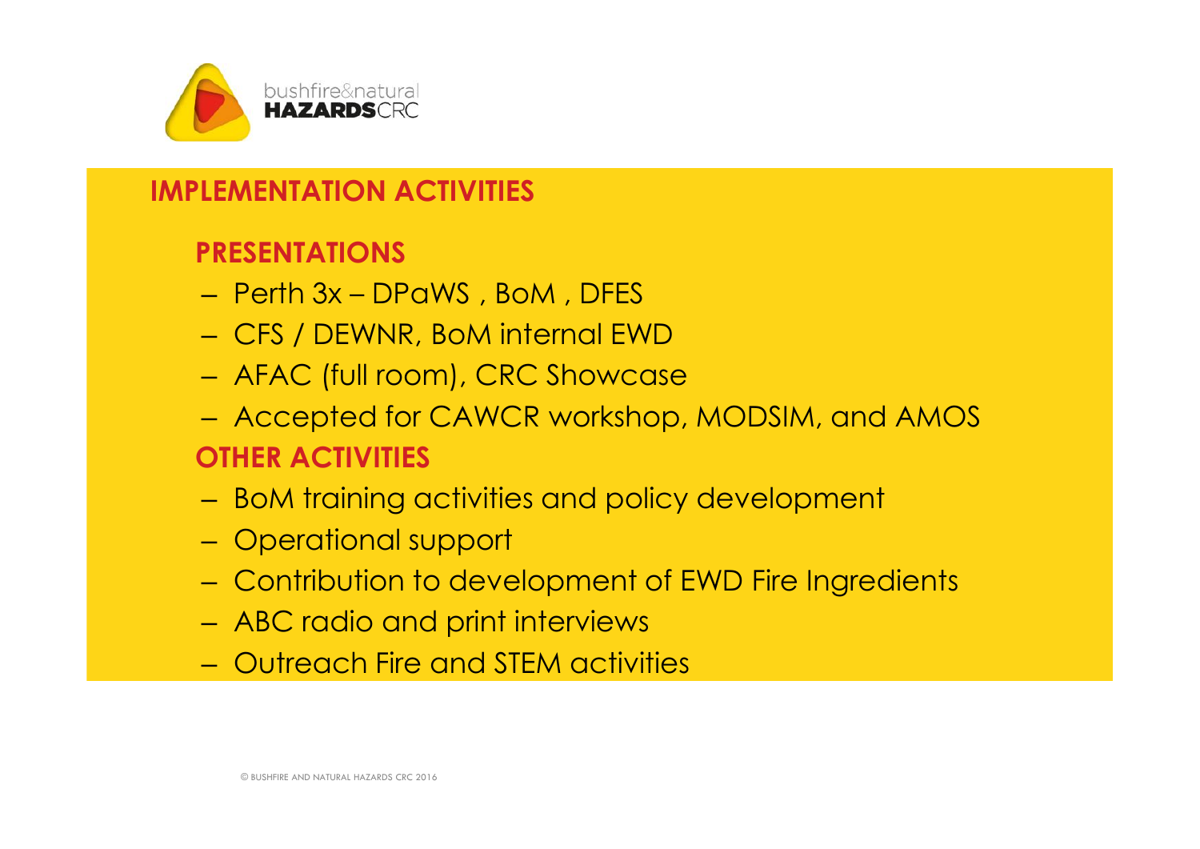## IMPLEMENTATION ACTIVITIES

### PRESENTATIONS

- Perth 3x – DPaWS , BoM , DFES
- CFS / DEWNR, BoM internal EWD
- AFAC (full room), CRC Showcase
- Accepted for CAWCR workshop, MODSIM, and AMOS

### OTHER ACTIVITIES

- BoM training activities and policy development
- Operational support
- Contribution to development of EWD Fire Ingredients
- ABC radio and print interviews
- Outreach Fire and STEM activities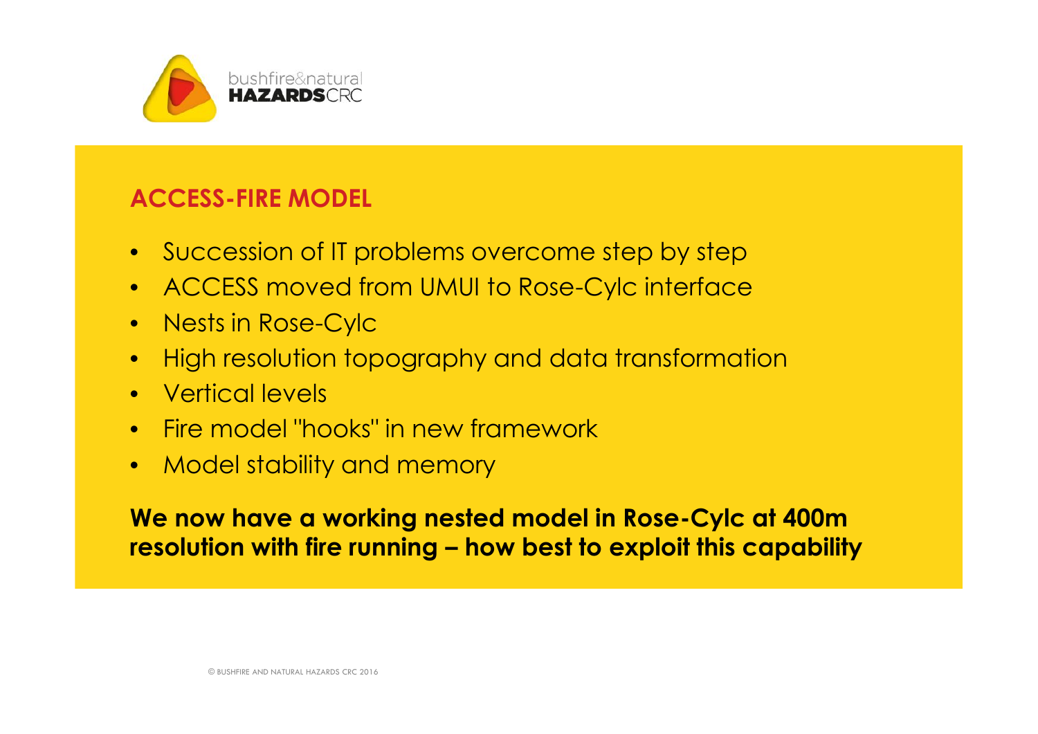## ACCESS-FIRE MODEL

- Succession of IT problems overcome step by step
- ACCESS moved from UMUI to Rose-Cylc interface
- Nests in Rose-Cylc
- High resolution topography and data transformation
- Vertical levels
- Fire model "hooks" in new framework
- Model stability and memory

**We now have a working nested model in Rose-Cylc at 400m resolution with fire running – how best to exploit this capability**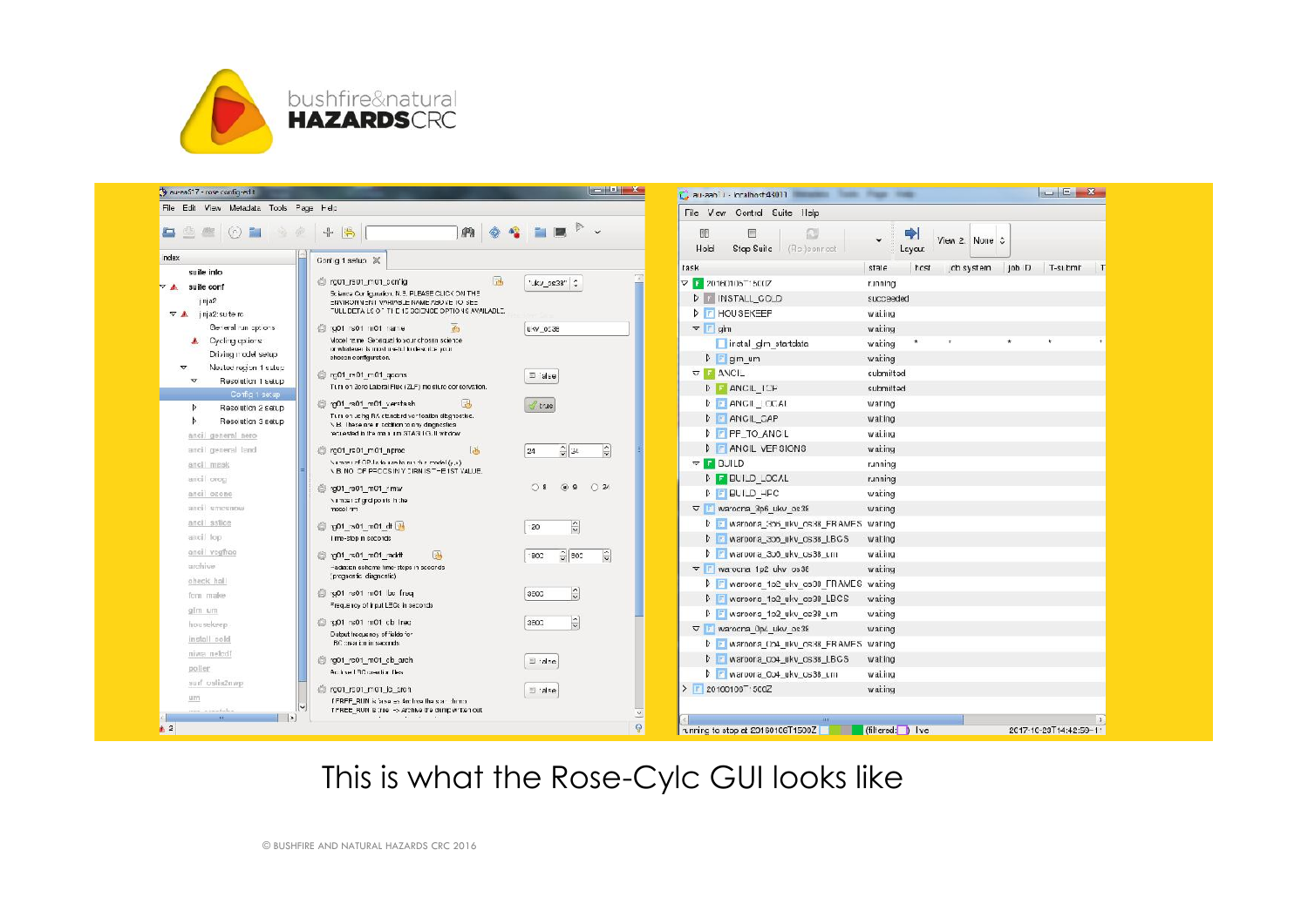This is what the Rose-Cylc GUI looks like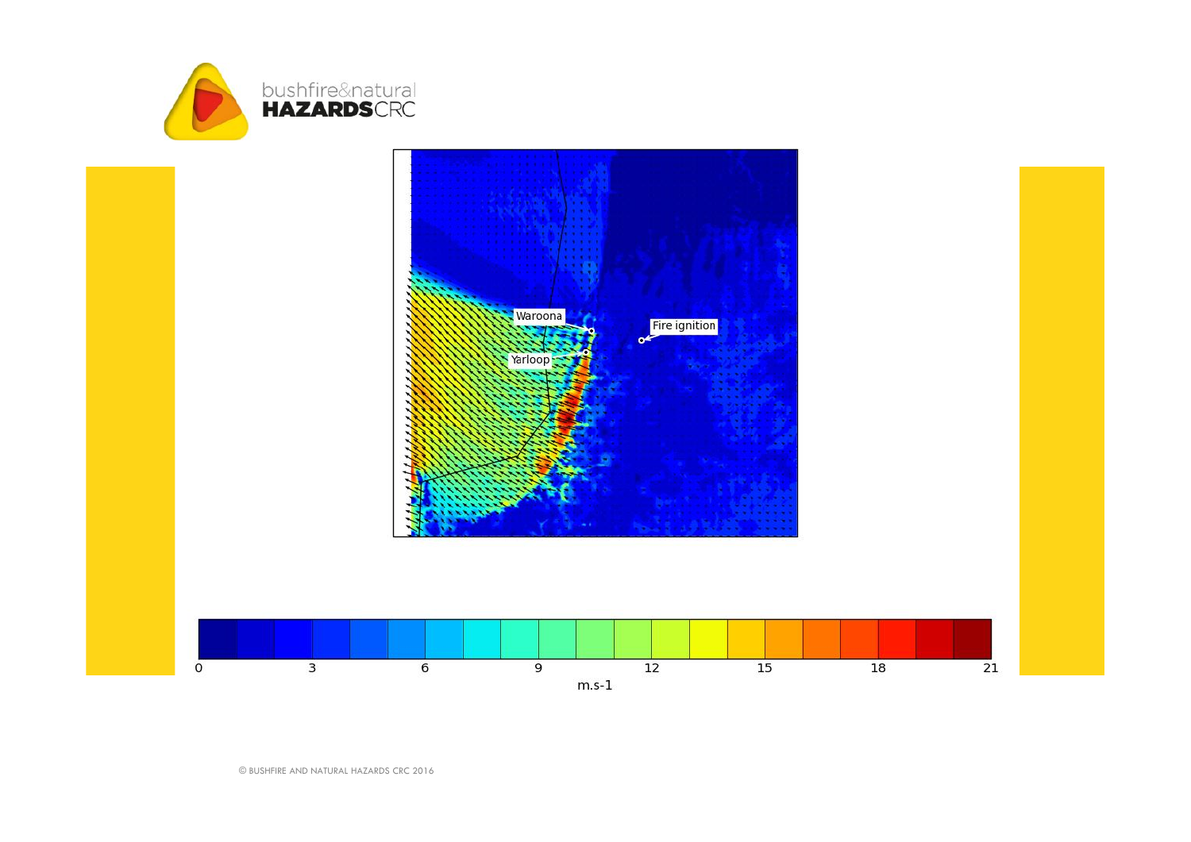Waroona

Fire ignition

Yarloop

0 3 6 9 12 15 18 21

m.s-1

© BUSHFIRE AND NATURAL HAZARDS CRC 2016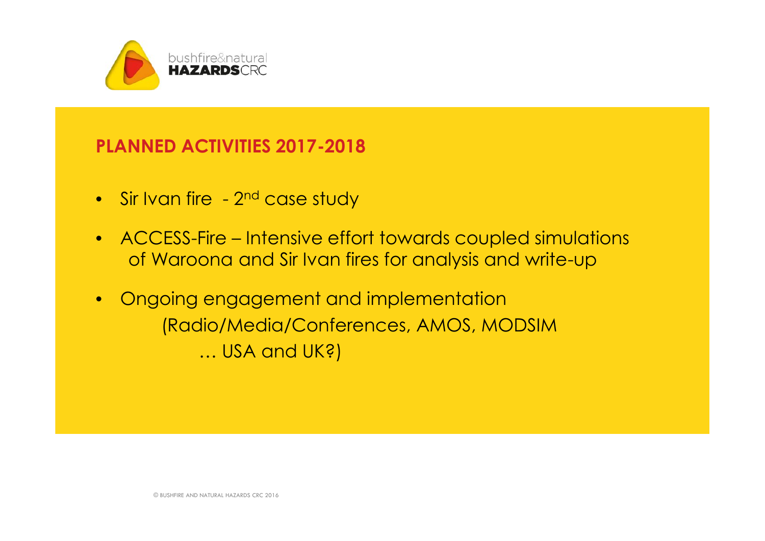## PLANNED ACTIVITIES 2017-2018

- Sir Ivan fire - 2nd case study
- ACCESS-Fire – Intensive effort towards coupled simulations of Waroona and Sir Ivan fires for analysis and write-up
- Ongoing engagement and implementation (Radio/Media/Conferences, AMOS, MODSIM … USA and UK?)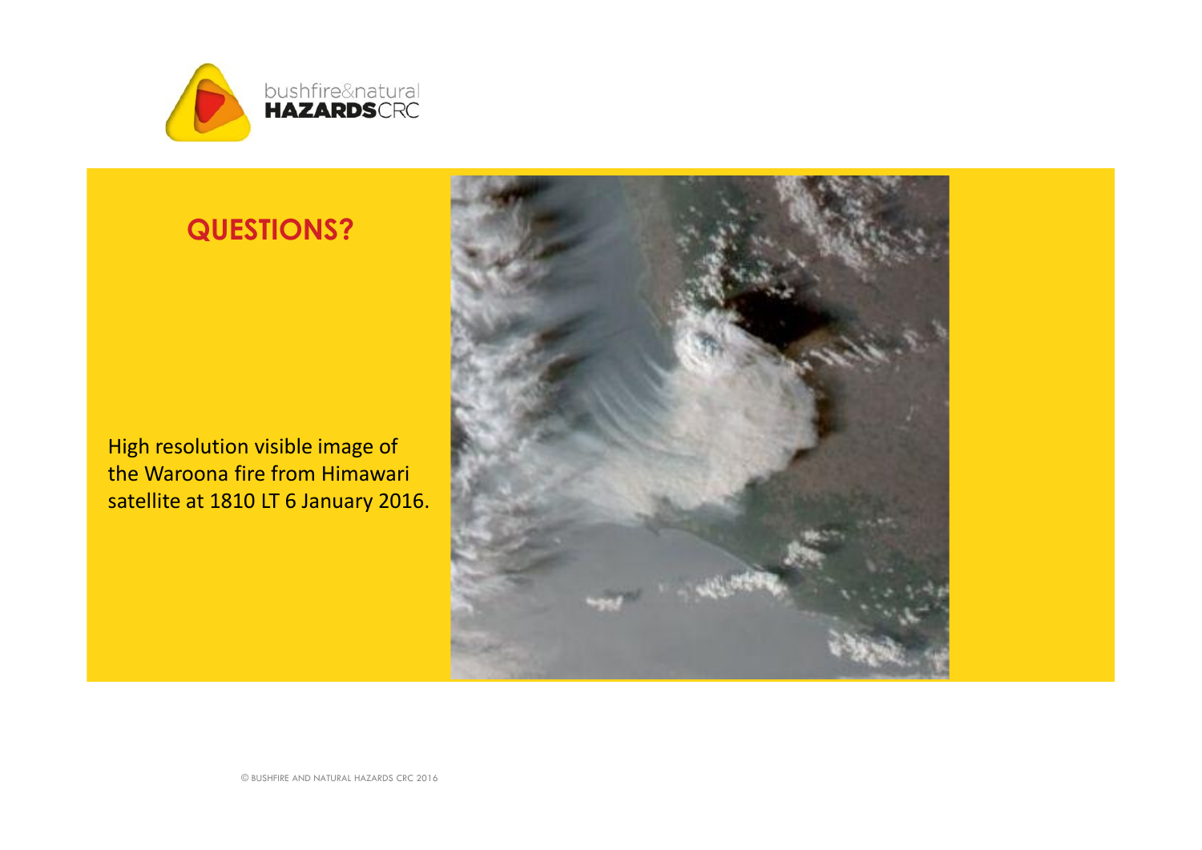## QUESTIONS?

High resolution visible image of the Waroona fire from Himawari satellite at 1810 LT 6 January 2016.